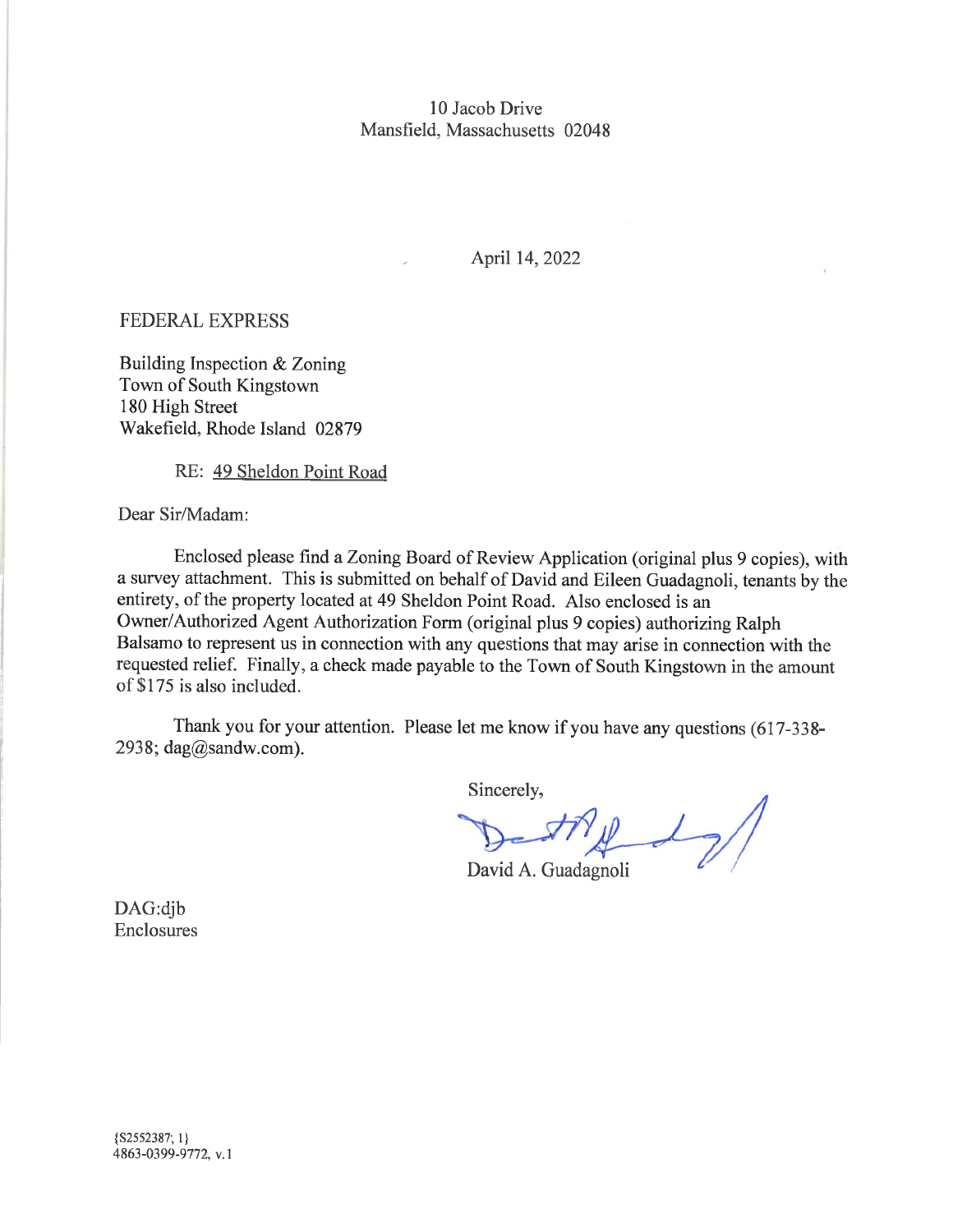10 Jacob Drive
Mansfield, Massachusetts 02048

April 14, 2022

FEDERAL EXPRESS

Building Inspection & Zoning
Town of South Kingstown
180 High Street
Wakefield, Rhode Island 02879

RE: <u>49 Sheldon Point Road</u>

Dear Sir/Madam:

Enclosed please find a Zoning Board of Review Application (original plus 9 copies), with a survey attachment. This is submitted on behalf of David and Eileen Guadagnoli, tenants by the entirety, of the property located at 49 Sheldon Point Road. Also enclosed is an Owner/Authorized Agent Authorization Form (original plus 9 copies) authorizing Ralph Balsamo to represent us in connection with any questions that may arise in connection with the requested relief. Finally, a check made payable to the Town of South Kingstown in the amount of $175 is also included.

Thank you for your attention. Please let me know if you have any questions (617-338-2938; dag@sandw.com).

Sincerely,

David A. Guadagnoli

DAG:djb
Enclosures

{S2552387; 1}
4863-0399-9772, v.1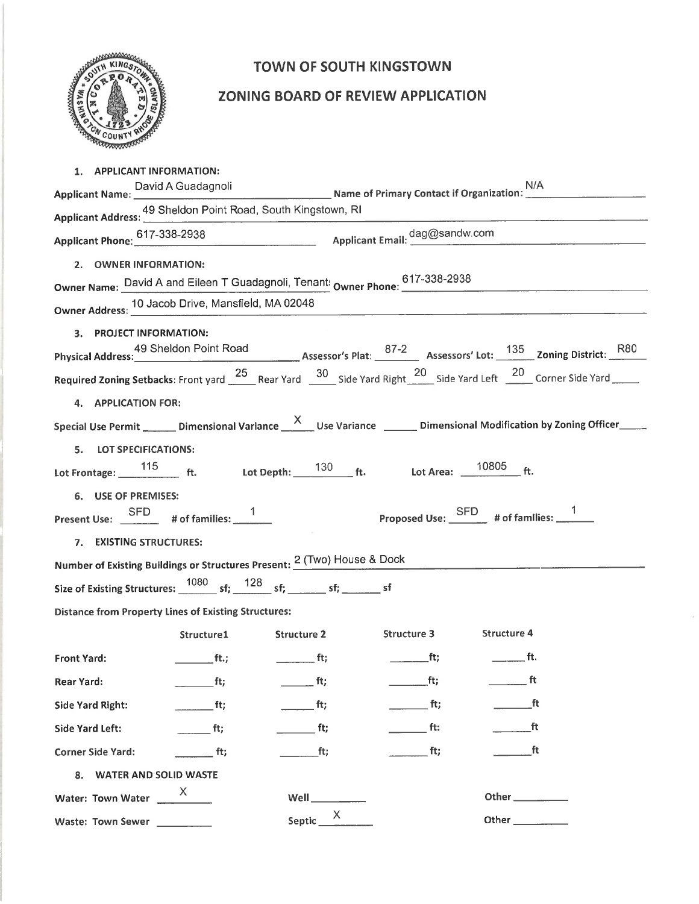# TOWN OF SOUTH KINGSTOWN

## ZONING BOARD OF REVIEW APPLICATION

**1. APPLICANT INFORMATION:**

**Applicant Name:** David A Guadagnoli **Name of Primary Contact if Organization:** N/A

**Applicant Address:** 49 Sheldon Point Road, South Kingstown, RI

**Applicant Phone:** 617-338-2938 **Applicant Email:** dag@sandw.com

**2. OWNER INFORMATION:**

**Owner Name:** David A and Eileen T Guadagnoli, Tenant **Owner Phone:** 617-338-2938

**Owner Address:** 10 Jacob Drive, Mansfield, MA 02048

**3. PROJECT INFORMATION:**

**Physical Address:** 49 Sheldon Point Road **Assessor's Plat:** 87-2 **Assessors' Lot:** 135 **Zoning District:** R80

**Required Zoning Setbacks:** Front yard 25 Rear Yard 30 Side Yard Right 20 Side Yard Left 20 Corner Side Yard \_\_\_\_

**4. APPLICATION FOR:**

**Special Use Permit** \_\_\_\_ **Dimensional Variance** X **Use Variance** \_\_\_\_ **Dimensional Modification by Zoning Officer** \_\_\_\_

**5. LOT SPECIFICATIONS:**

**Lot Frontage:** 115 **ft.** **Lot Depth:** 130 **ft.** **Lot Area:** 10805 **ft.**

**6. USE OF PREMISES:**

**Present Use:** SFD **# of families:** 1 **Proposed Use:** SFD **# of families:** 1

**7. EXISTING STRUCTURES:**

**Number of Existing Buildings or Structures Present:** 2 (Two) House & Dock

**Size of Existing Structures:** 1080 **sf;** 128 **sf;** \_\_\_\_ **sf;** \_\_\_\_ **sf**

**Distance from Property Lines of Existing Structures:**

| | Structure1 | Structure 2 | Structure 3 | Structure 4 |
|---|---|---|---|---|
| **Front Yard:** | ft.; | ft; | ft; | ft. |
| **Rear Yard:** | ft; | ft; | ft; | ft |
| **Side Yard Right:** | ft; | ft; | ft; | ft |
| **Side Yard Left:** | ft; | ft; | ft: | ft |
| **Corner Side Yard:** | ft; | ft; | ft; | ft |

**8. WATER AND SOLID WASTE**

**Water: Town Water** X **Well** \_\_\_\_ **Other** \_\_\_\_

**Waste: Town Sewer** \_\_\_\_ **Septic** X **Other** \_\_\_\_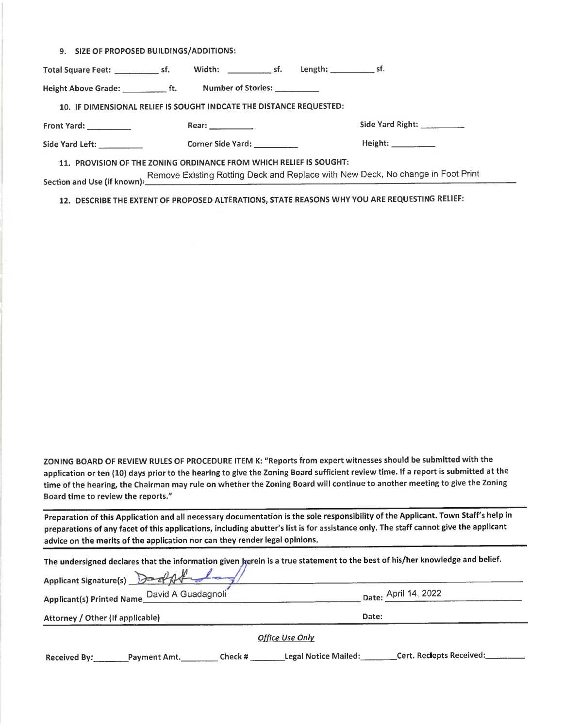9. **SIZE OF PROPOSED BUILDINGS/ADDITIONS:**

**Total Square Feet:** __________ **sf.** **Width:** __________ **sf.** **Length:** __________ **sf.**

**Height Above Grade:** __________ **ft.** **Number of Stories:** __________

10. **IF DIMENSIONAL RELIEF IS SOUGHT INDCATE THE DISTANCE REQUESTED:**

**Front Yard:** __________ **Rear:** __________ **Side Yard Right:** __________

**Side Yard Left:** __________ **Corner Side Yard:** __________ **Height:** __________

11. **PROVISION OF THE ZONING ORDINANCE FROM WHICH RELIEF IS SOUGHT:**

**Section and Use (if known):** Remove Existing Rotting Deck and Replace with New Deck, No change in Foot Print

12. **DESCRIBE THE EXTENT OF PROPOSED ALTERATIONS, STATE REASONS WHY YOU ARE REQUESTING RELIEF:**

**ZONING BOARD OF REVIEW RULES OF PROCEDURE ITEM K: "Reports from expert witnesses should be submitted with the application or ten (10) days prior to the hearing to give the Zoning Board sufficient review time. If a report is submitted at the time of the hearing, the Chairman may rule on whether the Zoning Board will continue to another meeting to give the Zoning Board time to review the reports."**

**Preparation of this Application and all necessary documentation is the sole responsibility of the Applicant. Town Staff's help in preparations of any facet of this applications, including abutter's list is for assistance only. The staff cannot give the applicant advice on the merits of the application nor can they render legal opinions.**

**The undersigned declares that the information given herein is a true statement to the best of his/her knowledge and belief.**

**Applicant Signature(s)** [signature]

**Applicant(s) Printed Name** David A Guadagnoli **Date:** April 14, 2022

**Attorney / Other (If applicable)** **Date:**

*Office Use Only*

**Received By:**________ **Payment Amt.**________ **Check #** ________ **Legal Notice Mailed:**________ **Cert. Reclepts Received:**________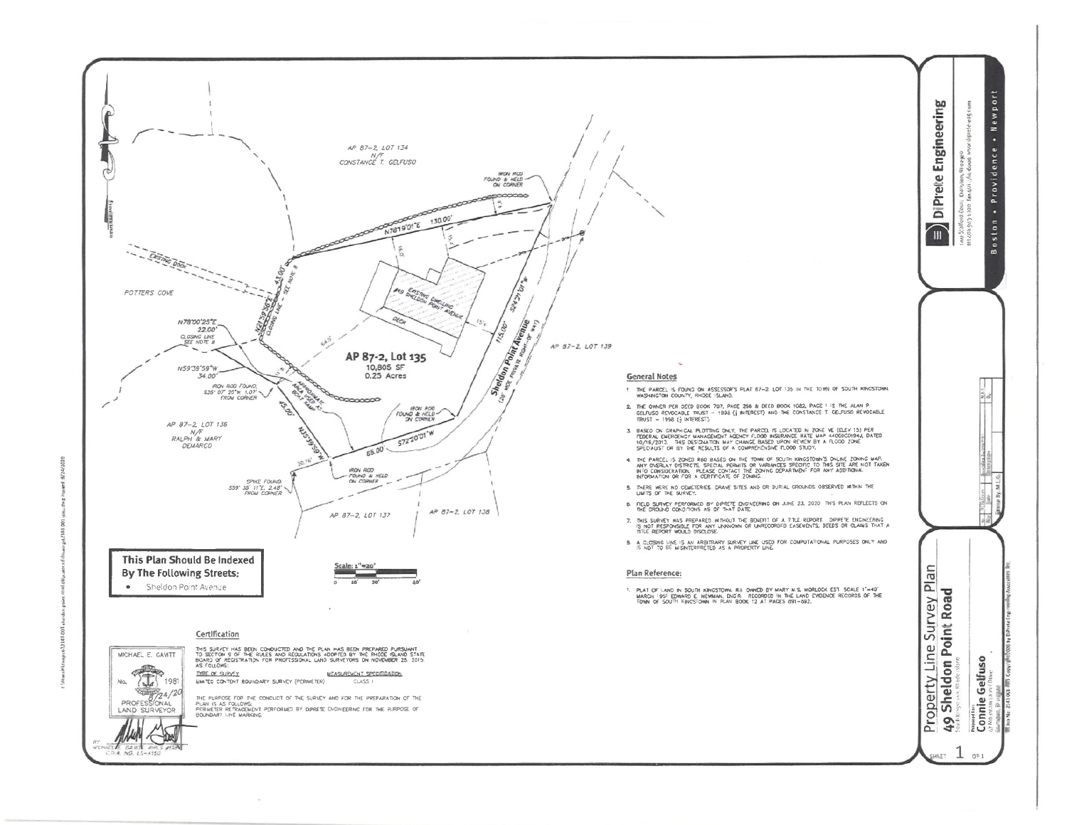AP 87-2, LOT 134
N/F
CONSTANCE T. GELFUSO

IRON ROD FOUND & HELD ON CORNER

N78°19'01"E 130.00'

EXISTING DOCK

POTTERS COVE

N21°59'56"E 43.00' CLOSING LINE – SEE NOTE 8

N78°00'25"E 22.00' CLOSING LINE SEE NOTE 8

N59°39'59"W 34.00'

IRON ROD FOUND, S25° 07' 20"W, 1.07' FROM CORNER

APPROXIMATE AREA OF DEEP BOG / SWAMP

#49 EXISTING DWELLING #49 SHELDON POINT AVENUE

DECK

AP 87-2, Lot 135
10,805 SF
0.25 Acres

S24°21'01"W 115.00'

Sheldon Point Avenue (20' WIDE PRIVATE RIGHT-OF-WAY)

AP 87-2, LOT 139

N15°59'54"E 45.00'

IRON ROD FOUND & HELD ON CORNER

S72°20'01"W 65.00

IRON ROD FOUND & HELD ON CORNER

AP 87-2, LOT 136
N/F
RALPH & MARY DEMARCO

SPIKE FOUND S59° 35' 11"E, 2.48' FROM CORNER

AP 87-2, LOT 137

AP 87-2, LOT 138

**This Plan Should Be Indexed By The Following Streets:**

- Sheldon Point Avenue

Scale: 1"=20'

## General Notes

1. THE PARCEL IS FOUND ON ASSESSOR'S PLAT 87-2, LOT 135 IN THE TOWN OF SOUTH KINGSTOWN, WASHINGTON COUNTY, RHODE ISLAND.
2. THE OWNER PER DEED BOOK 707, PAGE 298 & DEED BOOK 1082, PAGE 1 IS THE ALAN P. GELFUSO REVOCABLE TRUST – 1998 (½ INTEREST) AND THE CONSTANCE T. GELFUSO REVOCABLE TRUST – 1998 (½ INTEREST).
3. BASED ON GRAPHICAL PLOTTING ONLY, THE PARCEL IS LOCATED IN ZONE VE (ELEV 15) PER FEDERAL EMERGENCY MANAGEMENT AGENCY FLOOD INSURANCE RATE MAP 44009C0194J, DATED 10/16/2013. THIS DESIGNATION MAY CHANGE BASED UPON REVIEW BY A FLOOD ZONE SPECIALIST OR BY THE RESULTS OF A COMPREHENSIVE FLOOD STUDY.
4. THE PARCEL IS ZONED R80 BASED ON THE TOWN OF SOUTH KINGSTOWN'S ONLINE ZONING MAP. ANY OVERLAY DISTRICTS, SPECIAL PERMITS OR VARIANCES SPECIFIC TO THIS SITE ARE NOT TAKEN INTO CONSIDERATION. PLEASE CONTACT THE ZONING DEPARTMENT FOR ANY ADDITIONAL INFORMATION OR FOR A CERTIFICATE OF ZONING.
5. THERE WERE NO CEMETERIES, GRAVE SITES AND OR BURIAL GROUNDS OBSERVED WITHIN THE LIMITS OF THE SURVEY.
6. FIELD SURVEY PERFORMED BY DIPRETE ENGINEERING ON JUNE 23, 2020. THIS PLAN REFLECTS ON THE GROUND CONDITIONS AS OF THAT DATE.
7. THIS SURVEY WAS PREPARED WITHOUT THE BENEFIT OF A TITLE REPORT. DIPRETE ENGINEERING IS NOT RESPONSIBLE FOR ANY UNKNOWN OR UNRECORDED EASEMENTS, DEEDS OR CLAIMS THAT A TITLE REPORT WOULD DISCLOSE.
8. A CLOSING LINE IS AN ARBITRARY SURVEY LINE USED FOR COMPUTATIONAL PURPOSES ONLY AND IS NOT TO BE MISINTERPRETED AS A PROPERTY LINE.

## Plan Reference:

1. PLAT OF LAND IN SOUTH KINGSTOWN, R.I. OWNED BY MARY M.S. MORLOCK EST. SCALE 1"=40' MARCH 1951 EDWARD E. NEWMAN, ENG.R. RECORDED IN THE LAND EVIDENCE RECORDS OF THE TOWN OF SOUTH KINGSTOWN IN PLAN BOOK 12 AT PAGES 891-892.

## Certification

THIS SURVEY HAS BEEN CONDUCTED AND THE PLAN HAS BEEN PREPARED PURSUANT TO SECTION 9 OF THE RULES AND REGULATIONS ADOPTED BY THE RHODE ISLAND STATE BOARD OF REGISTRATION FOR PROFESSIONAL LAND SURVEYORS ON NOVEMBER 25, 2015 AS FOLLOWS:

| TYPE OF SURVEY | MEASUREMENT SPECIFICATION |
| --- | --- |
| LIMITED CONTENT BOUNDARY SURVEY (PERIMETER) | CLASS I |

THE PURPOSE FOR THE CONDUCT OF THE SURVEY AND FOR THE PREPARATION OF THE PLAN IS AS FOLLOWS:
PERIMETER RETRACEMENT PERFORMED BY DIPRETE ENGINEERING FOR THE PURPOSE OF BOUNDARY LINE MARKING.

MICHAEL E. GAVITT
No. 1981
6/24/20
PROFESSIONAL LAND SURVEYOR

BY: MICHAEL E. GAVITT, PLS #1981
C.O.A. NO. LS-A150

**DiPrete Engineering**
Two Stafford Court, Cranston, RI 02920
tel 401-943-1000 fax 401-464-6006 www.diprete-eng.com
Boston • Providence • Newport

Drawn By: M.E.G.

# Property Line Survey Plan
## 49 Sheldon Point Road
South Kingstown, Rhode Island

Prepared For:
**Connie Gelfuso**
47 Mountain Laurel Drive
Burlington, RI 02920

DE Job No. 2141-001

SHEET 1 OF 1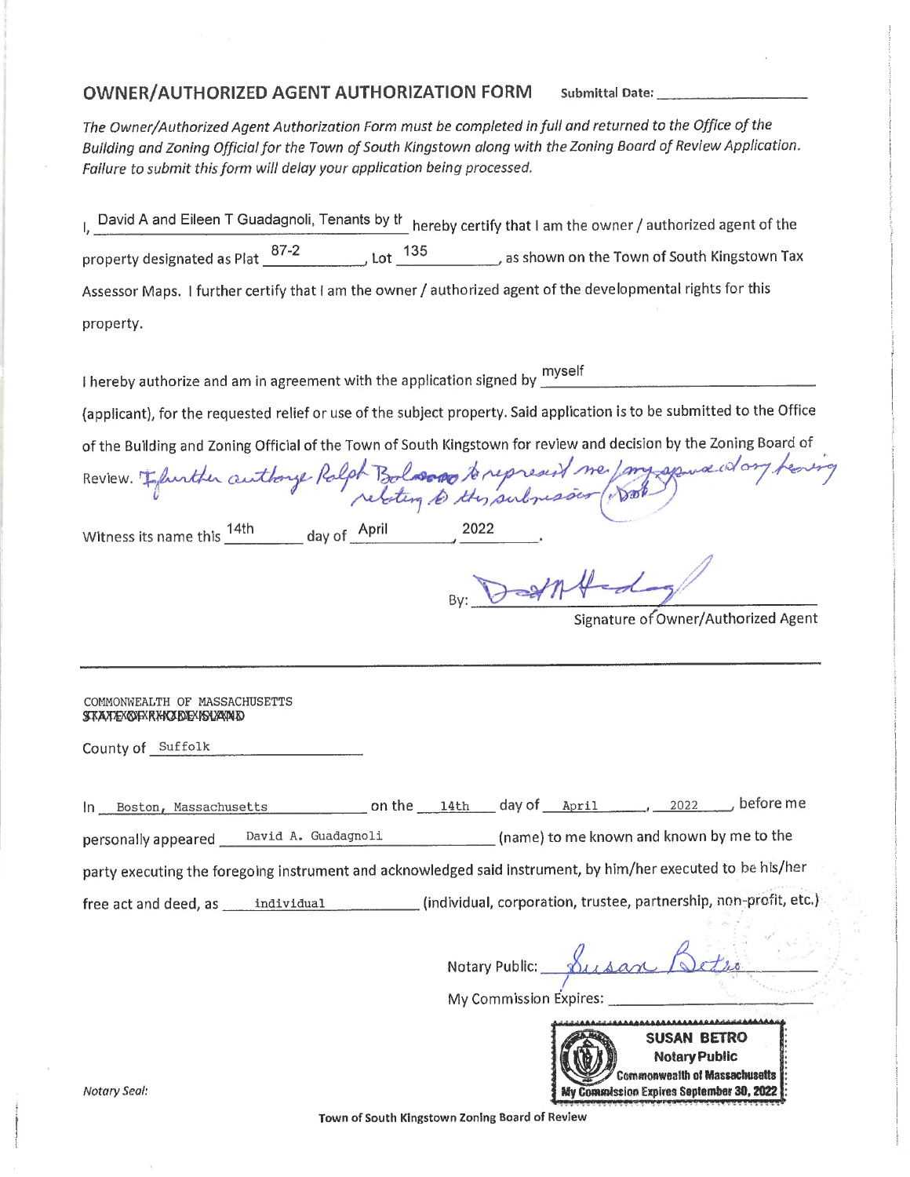## OWNER/AUTHORIZED AGENT AUTHORIZATION FORM

**Submittal Date:** ____________________

*The Owner/Authorized Agent Authorization Form must be completed in full and returned to the Office of the Building and Zoning Official for the Town of South Kingstown along with the Zoning Board of Review Application. Failure to submit this form will delay your application being processed.*

I, David A and Eileen T Guadagnoli, Tenants by th hereby certify that I am the owner / authorized agent of the property designated as Plat 87-2, Lot 135, as shown on the Town of South Kingstown Tax Assessor Maps. I further certify that I am the owner / authorized agent of the developmental rights for this property.

I hereby authorize and am in agreement with the application signed by myself (applicant), for the requested relief or use of the subject property. Said application is to be submitted to the Office of the Building and Zoning Official of the Town of South Kingstown for review and decision by the Zoning Board of Review. I further authorize Ralph Bolasso to represent me / my spouse at any hearing relating to this submission (DAG)

Witness its name this 14th day of April, 2022.

By: [signature]

Signature of Owner/Authorized Agent

---

COMMONWEALTH OF MASSACHUSETTS

~~STATE OF RHODE ISLAND~~

County of Suffolk

In Boston, Massachusetts on the 14th day of April, 2022, before me personally appeared David A. Guadagnoli (name) to me known and known by me to the party executing the foregoing instrument and acknowledged said instrument, by him/her executed to be his/her free act and deed, as individual (individual, corporation, trustee, partnership, non-profit, etc.)

Notary Public: Susan Betro

My Commission Expires: ____________________

Notary Seal:

SUSAN BETRO
Notary Public
Commonwealth of Massachusetts
My Commission Expires September 30, 2022

Town of South Kingstown Zoning Board of Review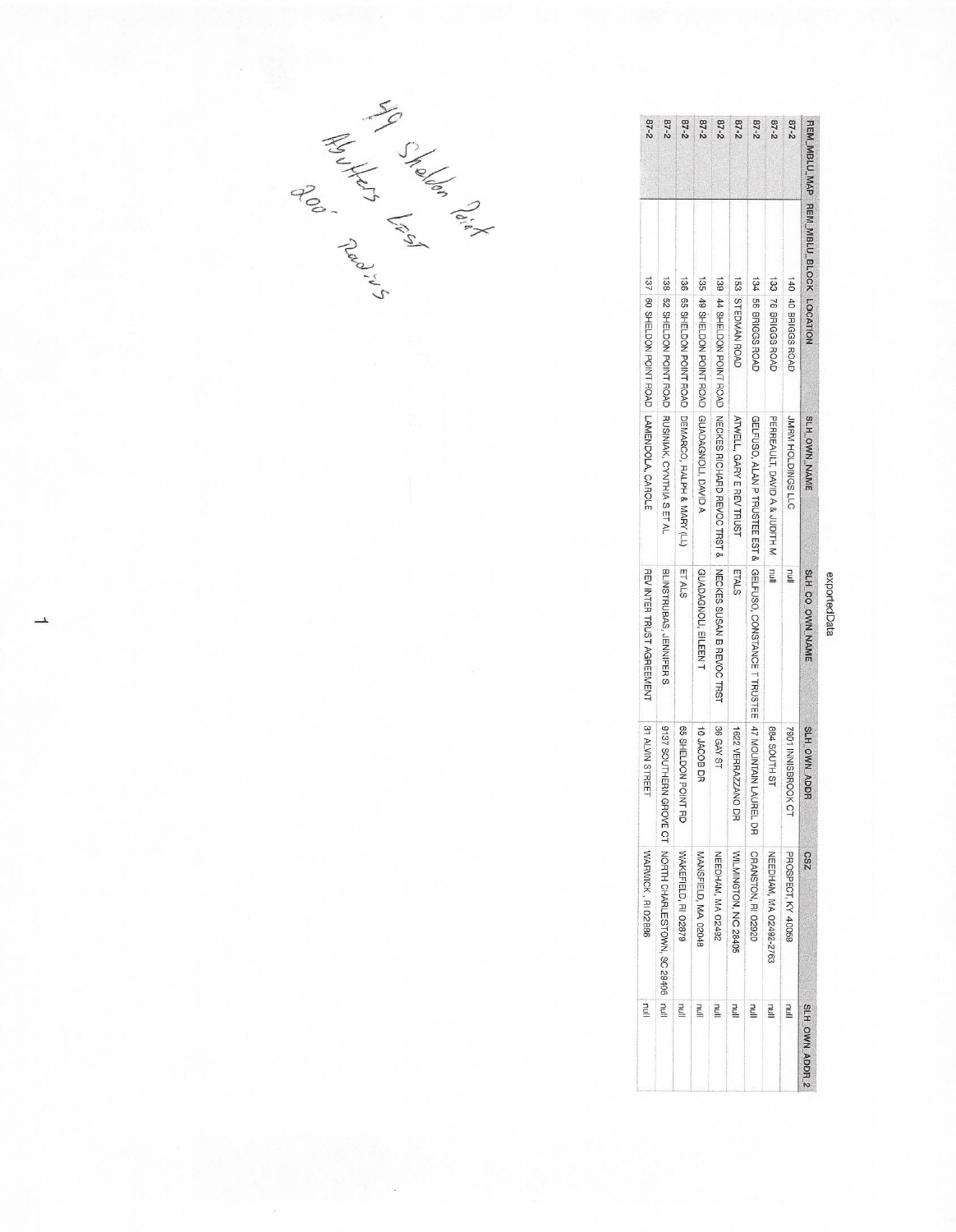49 Sheldon Point
Abutters List
200' Radius

exportedData

| REM_MBLU_MAP | REM_MBLU_BLOCK | LOCATION | SLH_OWN_NAME | SLH_CO_OWN_NAME | SLH_OWN_ADDR | CSZ | SLH_OWN_ADDR_2 |
|---|---|---|---|---|---|---|---|
| 87-2 | 140 | 40 BRIGGS ROAD | JMRM HOLDINGS LLC | null | 7901 INNISBROOK CT | PROSPECT, KY 40059 | null |
| 87-2 | 133 | 76 BRIGGS ROAD | PERREAULT, DAVID A & JUDITH M | null | 884 SOUTH ST | NEEDHAM, MA 02492-2763 | null |
| 87-2 | 134 | 56 BRIGGS ROAD | GELFUSO, ALAN P TRUSTEE EST & | GELFUSO, CONSTANCE T TRUSTEE | 47 MOUNTAIN LAUREL DR | CRANSTON, RI 02920 | null |
| 87-2 | 153 | STEDMAN ROAD | ATWELL, GARY E REV TRUST | ETALS | 1622 VERRAZZANO DR | WILMINGTON, NC 28405 | null |
| 87-2 | 139 | 44 SHELDON POINT ROAD | NECKES RICHARD REVOC TRST & | NECKES SUSAN B REVOC TRST | 36 GAY ST | NEEDHAM, MA 02492 | null |
| 87-2 | 135 | 49 SHELDON POINT ROAD | GUADAGNOLI, DAVID A | GUADAGNOLI, EILEEN T | 10 JACOB DR | MANSFIELD, MA 02048 | null |
| 87-2 | 136 | 65 SHELDON POINT ROAD | DEMARCO, RALPH & MARY (LL) | ET ALS | 65 SHELDON POINT RD | WAKEFIELD, RI 02879 | null |
| 87-2 | 138 | 52 SHELDON POINT ROAD | RUSINIAK, CYNTHIA S ET AL | BLINSTRUBAS, JENNIFER S | 9137 SOUTHERN GROVE CT | NORTH CHARLESTOWN, SC 29406 | null |
| 87-2 | 137 | 60 SHELDON POINT ROAD | LAMENDOLA, CAROLE | REV INTER TRUST AGREEMENT | 31 ALVIN STREET | WARWICK, RI 02886 | null |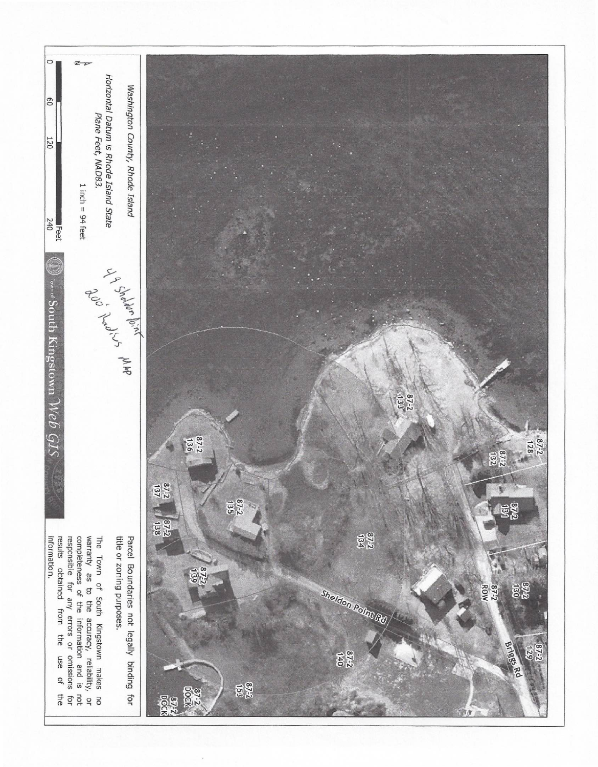Washington County, Rhode Island

*Horizontal Datum is Rhode Island State Plane Feet, NAD83.*

1 inch = 94 feet

0 60 120 240 Feet

Town of South Kingstown Web GIS

Parcel Boundaries not legally binding for title or zoning purposes.

The Town of South Kingstown makes no warranty as to the accuracy, reliability, or completeness of the information and is not responsible for any errors or omissions for results obtained from the use of the information.

49 Sheldon Point
200' Radius MAP

87-2 128
87-2 129
87-2 130
87-2 131
87-2 132
87-2 133
87-2 134
87-2 135
87-2 136
87-2 137
87-2 138
87-2 139
87-2 140
87-2 153
87-2 ROW
87-2 DOCK
87-2 DOCK

Sheldon Point Rd

Briggs Rd